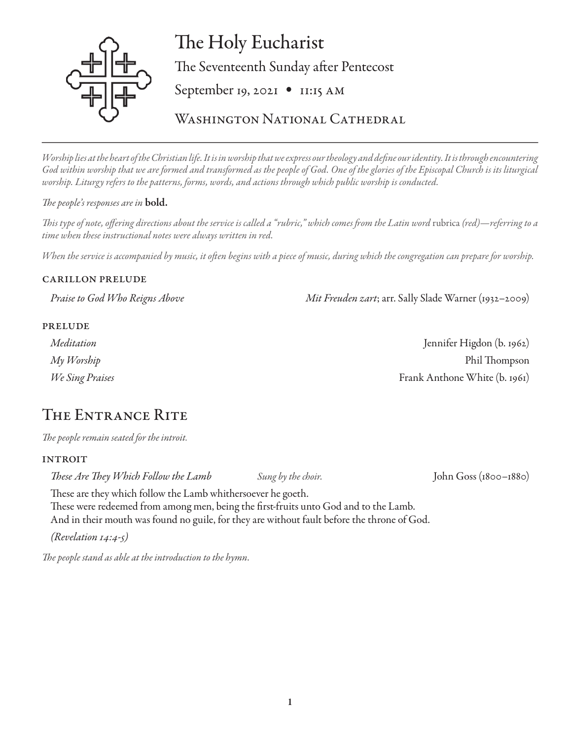# The Holy Eucharist

The Seventeenth Sunday after Pentecost

September 19, 2021 • 11:15 AM

Washington National Cathedral

---

*Worship lies at the heart of the Christian life. It is in worship that we express our theology and define our identity. It is through encountering God within worship that we are formed and transformed as the people of God. One of the glories of the Episcopal Church is its liturgical worship. Liturgy refers to the patterns, forms, words, and actions through which public worship is conducted.*

*The people's responses are in* **bold.**

*This type of note, offering directions about the service is called a "rubric," which comes from the Latin word* rubrica *(red)—referring to a time when these instructional notes were always written in red.*

*When the service is accompanied by music, it often begins with a piece of music, during which the congregation can prepare for worship.*

### CARILLON PRELUDE

*Praise to God Who Reigns Above* — *Mit Freuden zart*; arr. Sally Slade Warner (1932–2009)

### PRELUDE

*Meditation* — Jennifer Higdon (b. 1962)

*My Worship* — Phil Thompson

*We Sing Praises* — Frank Anthone White (b. 1961)

## The Entrance Rite

*The people remain seated for the introit.*

### INTROIT

*These Are They Which Follow the Lamb* — *Sung by the choir.* — John Goss (1800–1880)

These are they which follow the Lamb whithersoever he goeth.
These were redeemed from among men, being the first-fruits unto God and to the Lamb.
And in their mouth was found no guile, for they are without fault before the throne of God.

*(Revelation 14:4-5)*

*The people stand as able at the introduction to the hymn.*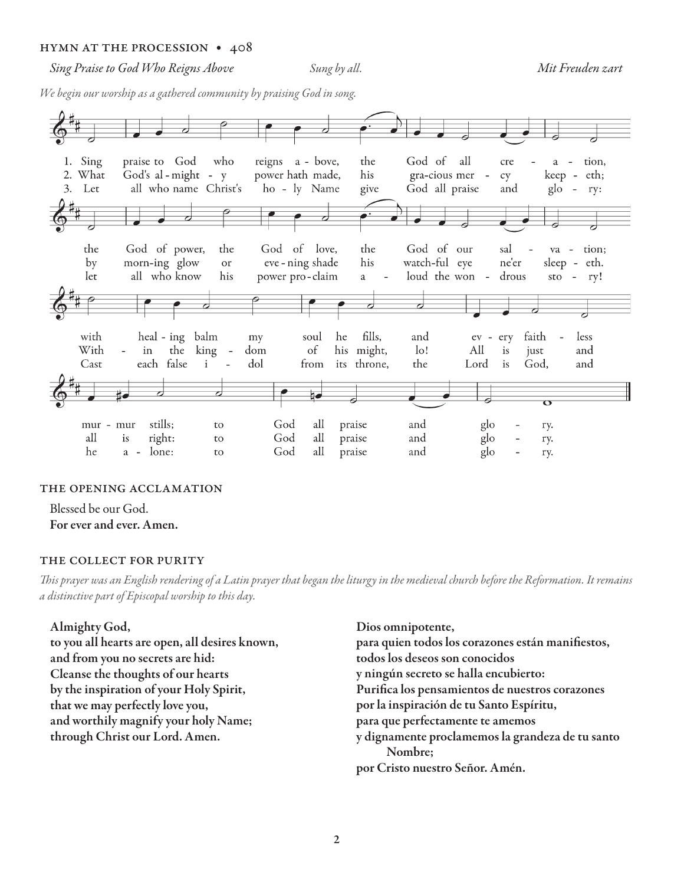### HYMN AT THE PROCESSION • 408

*Sing Praise to God Who Reigns Above* *Sung by all.* *Mit Freuden zart*

*We begin our worship as a gathered community by praising God in song.*

1. Sing praise to God who reigns above, the God of all creation, the God of power, the God of love, the God of our salvation; with healing balm my soul he fills, and every faithless murmur stills; to God all praise and glory.
2. What God's almighty power hath made, his gracious mercy keepeth; by morning glow or evening shade his watchful eye ne'er sleepeth. Within the kingdom of his might, lo! All is just and all is right: to God all praise and glory.
3. Let all who name Christ's holy Name give God all praise and glory: let all who know his power proclaim aloud the wondrous story! Cast each false idol from its throne, the Lord is God, and he alone: to God all praise and glory.

### THE OPENING ACCLAMATION

Blessed be our God.
**For ever and ever. Amen.**

### THE COLLECT FOR PURITY

*This prayer was an English rendering of a Latin prayer that began the liturgy in the medieval church before the Reformation. It remains a distinctive part of Episcopal worship to this day.*

**Almighty God,
to you all hearts are open, all desires known,
and from you no secrets are hid:
Cleanse the thoughts of our hearts
by the inspiration of your Holy Spirit,
that we may perfectly love you,
and worthily magnify your holy Name;
through Christ our Lord. Amen.**

**Dios omnipotente,
para quien todos los corazones están manifiestos,
todos los deseos son conocidos
y ningún secreto se halla encubierto:
Purifica los pensamientos de nuestros corazones
por la inspiración de tu Santo Espíritu,
para que perfectamente te amemos
y dignamente proclamemos la grandeza de tu santo Nombre;
por Cristo nuestro Señor. Amén.**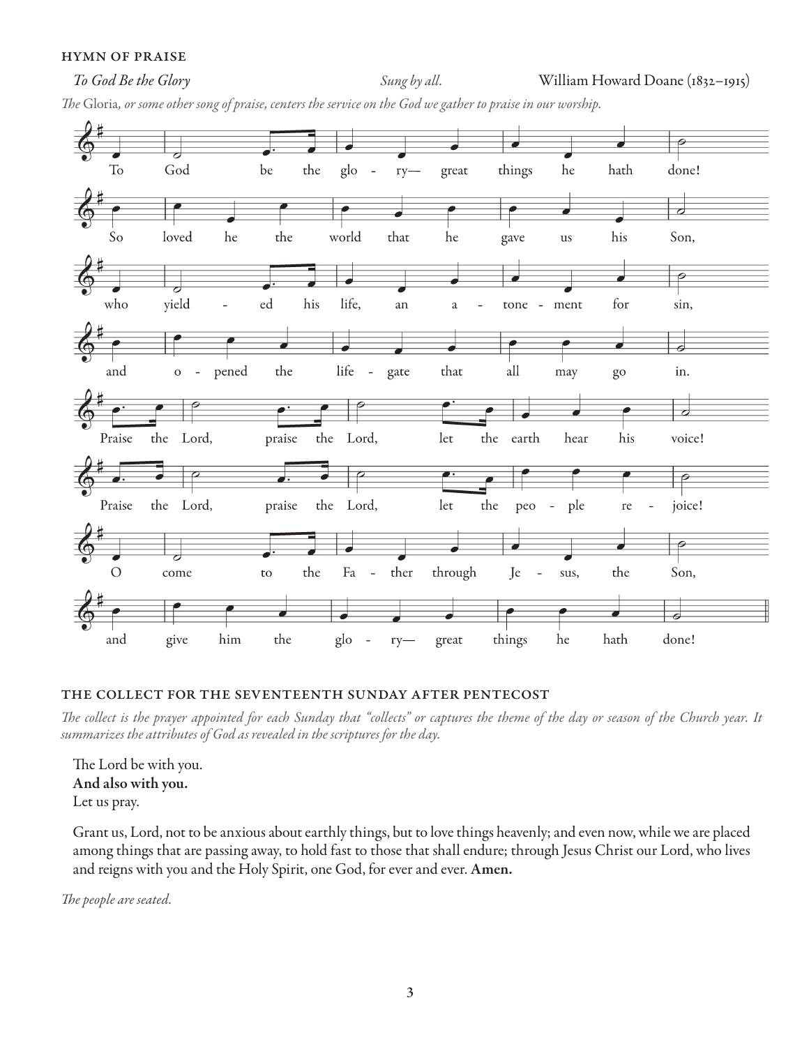### HYMN OF PRAISE

*To God Be the Glory* *Sung by all.* William Howard Doane (1832–1915)

*The* Gloria*, or some other song of praise, centers the service on the God we gather to praise in our worship.*

To God be the glo - ry— great things he hath done!
So loved he the world that he gave us his Son,
who yield - ed his life, an a - tone - ment for sin,
and o - pened the life - gate that all may go in.
Praise the Lord, praise the Lord, let the earth hear his voice!
Praise the Lord, praise the Lord, let the peo - ple re - joice!
O come to the Fa - ther through Je - sus, the Son,
and give him the glo - ry— great things he hath done!

### THE COLLECT FOR THE SEVENTEENTH SUNDAY AFTER PENTECOST

*The collect is the prayer appointed for each Sunday that "collects" or captures the theme of the day or season of the Church year. It summarizes the attributes of God as revealed in the scriptures for the day.*

The Lord be with you.
**And also with you.**
Let us pray.

Grant us, Lord, not to be anxious about earthly things, but to love things heavenly; and even now, while we are placed among things that are passing away, to hold fast to those that shall endure; through Jesus Christ our Lord, who lives and reigns with you and the Holy Spirit, one God, for ever and ever. **Amen.**

*The people are seated.*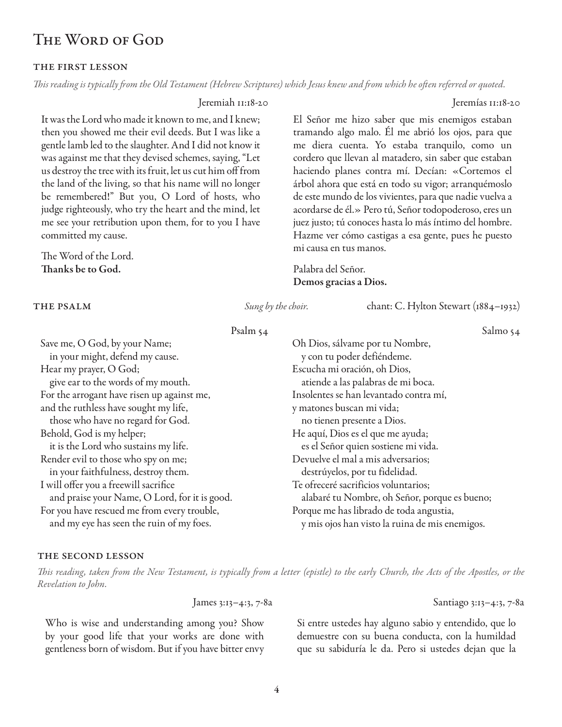# The Word of God

### THE FIRST LESSON

*This reading is typically from the Old Testament (Hebrew Scriptures) which Jesus knew and from which he often referred or quoted.*

Jeremiah 11:18-20

It was the Lord who made it known to me, and I knew; then you showed me their evil deeds. But I was like a gentle lamb led to the slaughter. And I did not know it was against me that they devised schemes, saying, "Let us destroy the tree with its fruit, let us cut him off from the land of the living, so that his name will no longer be remembered!" But you, O Lord of hosts, who judge righteously, who try the heart and the mind, let me see your retribution upon them, for to you I have committed my cause.

The Word of the Lord.
**Thanks be to God.**

Jeremías 11:18-20

El Señor me hizo saber que mis enemigos estaban tramando algo malo. Él me abrió los ojos, para que me diera cuenta. Yo estaba tranquilo, como un cordero que llevan al matadero, sin saber que estaban haciendo planes contra mí. Decían: «Cortemos el árbol ahora que está en todo su vigor; arranquémoslo de este mundo de los vivientes, para que nadie vuelva a acordarse de él.» Pero tú, Señor todopoderoso, eres un juez justo; tú conoces hasta lo más íntimo del hombre. Hazme ver cómo castigas a esa gente, pues he puesto mi causa en tus manos.

Palabra del Señor.
**Demos gracias a Dios.**

### THE PSALM

*Sung by the choir.* chant: C. Hylton Stewart (1884–1932)

Psalm 54

Save me, O God, by your Name;
  in your might, defend my cause.
Hear my prayer, O God;
  give ear to the words of my mouth.
For the arrogant have risen up against me,
and the ruthless have sought my life,
  those who have no regard for God.
Behold, God is my helper;
  it is the Lord who sustains my life.
Render evil to those who spy on me;
  in your faithfulness, destroy them.
I will offer you a freewill sacrifice
  and praise your Name, O Lord, for it is good.
For you have rescued me from every trouble,
  and my eye has seen the ruin of my foes.

Salmo 54

Oh Dios, sálvame por tu Nombre,
  y con tu poder defiéndeme.
Escucha mi oración, oh Dios,
  atiende a las palabras de mi boca.
Insolentes se han levantado contra mí,
y matones buscan mi vida;
  no tienen presente a Dios.
He aquí, Dios es el que me ayuda;
  es el Señor quien sostiene mi vida.
Devuelve el mal a mis adversarios;
  destrúyelos, por tu fidelidad.
Te ofreceré sacrificios voluntarios;
  alabaré tu Nombre, oh Señor, porque es bueno;
Porque me has librado de toda angustia,
  y mis ojos han visto la ruina de mis enemigos.

### THE SECOND LESSON

*This reading, taken from the New Testament, is typically from a letter (epistle) to the early Church, the Acts of the Apostles, or the Revelation to John.*

James 3:13–4:3, 7-8a

Who is wise and understanding among you? Show by your good life that your works are done with gentleness born of wisdom. But if you have bitter envy

Santiago 3:13–4:3, 7-8a

Si entre ustedes hay alguno sabio y entendido, que lo demuestre con su buena conducta, con la humildad que su sabiduría le da. Pero si ustedes dejan que la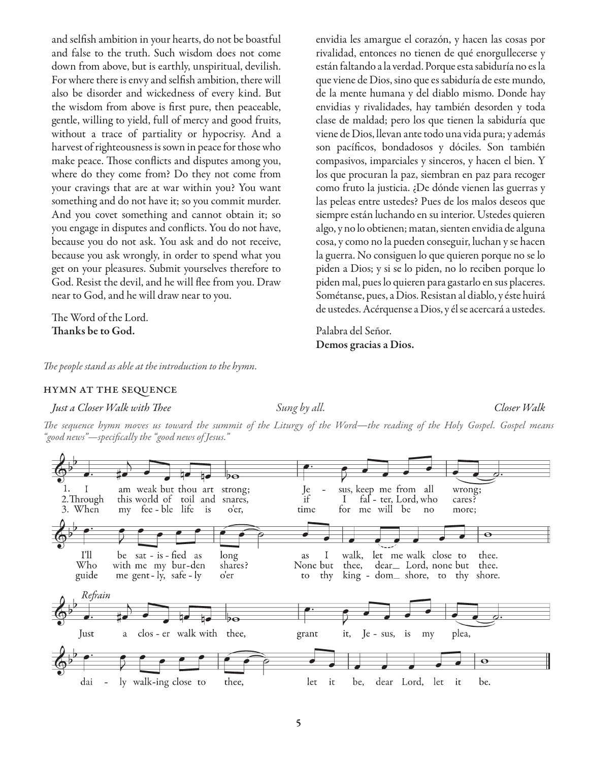and selfish ambition in your hearts, do not be boastful and false to the truth. Such wisdom does not come down from above, but is earthly, unspiritual, devilish. For where there is envy and selfish ambition, there will also be disorder and wickedness of every kind. But the wisdom from above is first pure, then peaceable, gentle, willing to yield, full of mercy and good fruits, without a trace of partiality or hypocrisy. And a harvest of righteousness is sown in peace for those who make peace. Those conflicts and disputes among you, where do they come from? Do they not come from your cravings that are at war within you? You want something and do not have it; so you commit murder. And you covet something and cannot obtain it; so you engage in disputes and conflicts. You do not have, because you do not ask. You ask and do not receive, because you ask wrongly, in order to spend what you get on your pleasures. Submit yourselves therefore to God. Resist the devil, and he will flee from you. Draw near to God, and he will draw near to you.

The Word of the Lord.
**Thanks be to God.**

envidia les amargue el corazón, y hacen las cosas por rivalidad, entonces no tienen de qué enorgullecerse y están faltando a la verdad. Porque esta sabiduría no es la que viene de Dios, sino que es sabiduría de este mundo, de la mente humana y del diablo mismo. Donde hay envidias y rivalidades, hay también desorden y toda clase de maldad; pero los que tienen la sabiduría que viene de Dios, llevan ante todo una vida pura; y además son pacíficos, bondadosos y dóciles. Son también compasivos, imparciales y sinceros, y hacen el bien. Y los que procuran la paz, siembran en paz para recoger como fruto la justicia. ¿De dónde vienen las guerras y las peleas entre ustedes? Pues de los malos deseos que siempre están luchando en su interior. Ustedes quieren algo, y no lo obtienen; matan, sienten envidia de alguna cosa, y como no la pueden conseguir, luchan y se hacen la guerra. No consiguen lo que quieren porque no se lo piden a Dios; y si se lo piden, no lo reciben porque lo piden mal, pues lo quieren para gastarlo en sus placeres. Sométanse, pues, a Dios. Resistan al diablo, y éste huirá de ustedes. Acérquense a Dios, y él se acercará a ustedes.

Palabra del Señor.
**Demos gracias a Dios.**

*The people stand as able at the introduction to the hymn.*

### HYMN AT THE SEQUENCE

*Just a Closer Walk with Thee* — Sung by all. — *Closer Walk*

*The sequence hymn moves us toward the summit of the Liturgy of the Word—the reading of the Holy Gospel. Gospel means "good news"—specifically the "good news of Jesus."*

1. I am weak but thou art strong; Jesus, keep me from all wrong; I'll be satisfied as long as I walk, let me walk close to thee.
2. Through this world of toil and snares, if I falter, Lord, who cares? Who with me my burden shares? None but thee, dear Lord, none but thee.
3. When my feeble life is o'er, time for me will be no more; guide me gently, safely o'er to thy kingdom shore, to thy shore.

*Refrain*
Just a closer walk with thee, grant it, Jesus, is my plea, daily walking close to thee, let it be, dear Lord, let it be.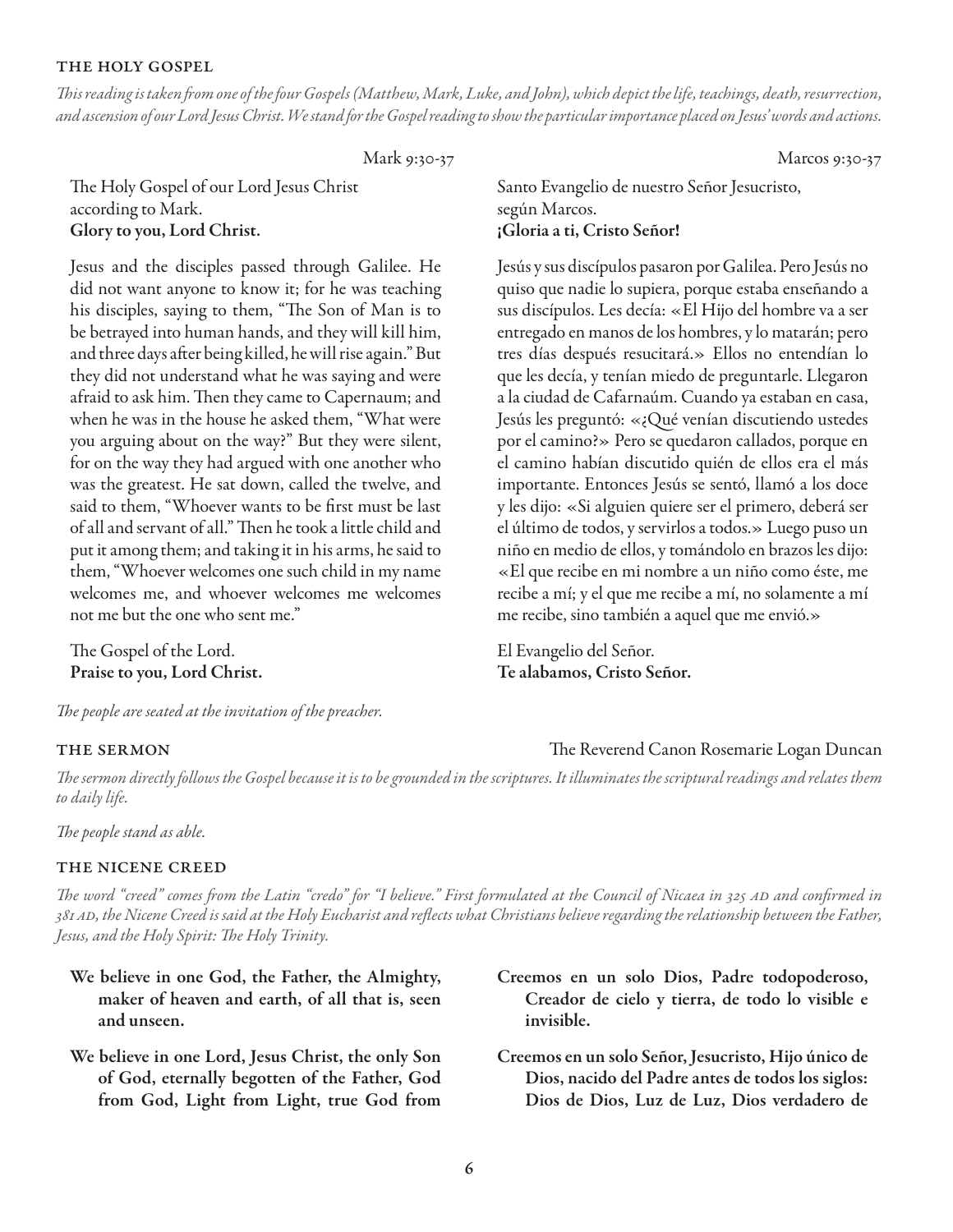## THE HOLY GOSPEL

*This reading is taken from one of the four Gospels (Matthew, Mark, Luke, and John), which depict the life, teachings, death, resurrection, and ascension of our Lord Jesus Christ. We stand for the Gospel reading to show the particular importance placed on Jesus' words and actions.*

Mark 9:30-37

The Holy Gospel of our Lord Jesus Christ according to Mark.
**Glory to you, Lord Christ.**

Jesus and the disciples passed through Galilee. He did not want anyone to know it; for he was teaching his disciples, saying to them, "The Son of Man is to be betrayed into human hands, and they will kill him, and three days after being killed, he will rise again." But they did not understand what he was saying and were afraid to ask him. Then they came to Capernaum; and when he was in the house he asked them, "What were you arguing about on the way?" But they were silent, for on the way they had argued with one another who was the greatest. He sat down, called the twelve, and said to them, "Whoever wants to be first must be last of all and servant of all." Then he took a little child and put it among them; and taking it in his arms, he said to them, "Whoever welcomes one such child in my name welcomes me, and whoever welcomes me welcomes not me but the one who sent me."

The Gospel of the Lord.
**Praise to you, Lord Christ.**

Marcos 9:30-37

Santo Evangelio de nuestro Señor Jesucristo, según Marcos.
**¡Gloria a ti, Cristo Señor!**

Jesús y sus discípulos pasaron por Galilea. Pero Jesús no quiso que nadie lo supiera, porque estaba enseñando a sus discípulos. Les decía: «El Hijo del hombre va a ser entregado en manos de los hombres, y lo matarán; pero tres días después resucitará.» Ellos no entendían lo que les decía, y tenían miedo de preguntarle. Llegaron a la ciudad de Cafarnaúm. Cuando ya estaban en casa, Jesús les preguntó: «¿Qué venían discutiendo ustedes por el camino?» Pero se quedaron callados, porque en el camino habían discutido quién de ellos era el más importante. Entonces Jesús se sentó, llamó a los doce y les dijo: «Si alguien quiere ser el primero, deberá ser el último de todos, y servirlos a todos.» Luego puso un niño en medio de ellos, y tomándolo en brazos les dijo: «El que recibe en mi nombre a un niño como éste, me recibe a mí; y el que me recibe a mí, no solamente a mí me recibe, sino también a aquel que me envió.»

El Evangelio del Señor.
**Te alabamos, Cristo Señor.**

*The people are seated at the invitation of the preacher.*

## THE SERMON

The Reverend Canon Rosemarie Logan Duncan

*The sermon directly follows the Gospel because it is to be grounded in the scriptures. It illuminates the scriptural readings and relates them to daily life.*

*The people stand as able.*

## THE NICENE CREED

*The word "creed" comes from the Latin "credo" for "I believe." First formulated at the Council of Nicaea in 325 AD and confirmed in 381 AD, the Nicene Creed is said at the Holy Eucharist and reflects what Christians believe regarding the relationship between the Father, Jesus, and the Holy Spirit: The Holy Trinity.*

**We believe in one God, the Father, the Almighty, maker of heaven and earth, of all that is, seen and unseen.**

**We believe in one Lord, Jesus Christ, the only Son of God, eternally begotten of the Father, God from God, Light from Light, true God from**

**Creemos en un solo Dios, Padre todopoderoso, Creador de cielo y tierra, de todo lo visible e invisible.**

**Creemos en un solo Señor, Jesucristo, Hijo único de Dios, nacido del Padre antes de todos los siglos: Dios de Dios, Luz de Luz, Dios verdadero de**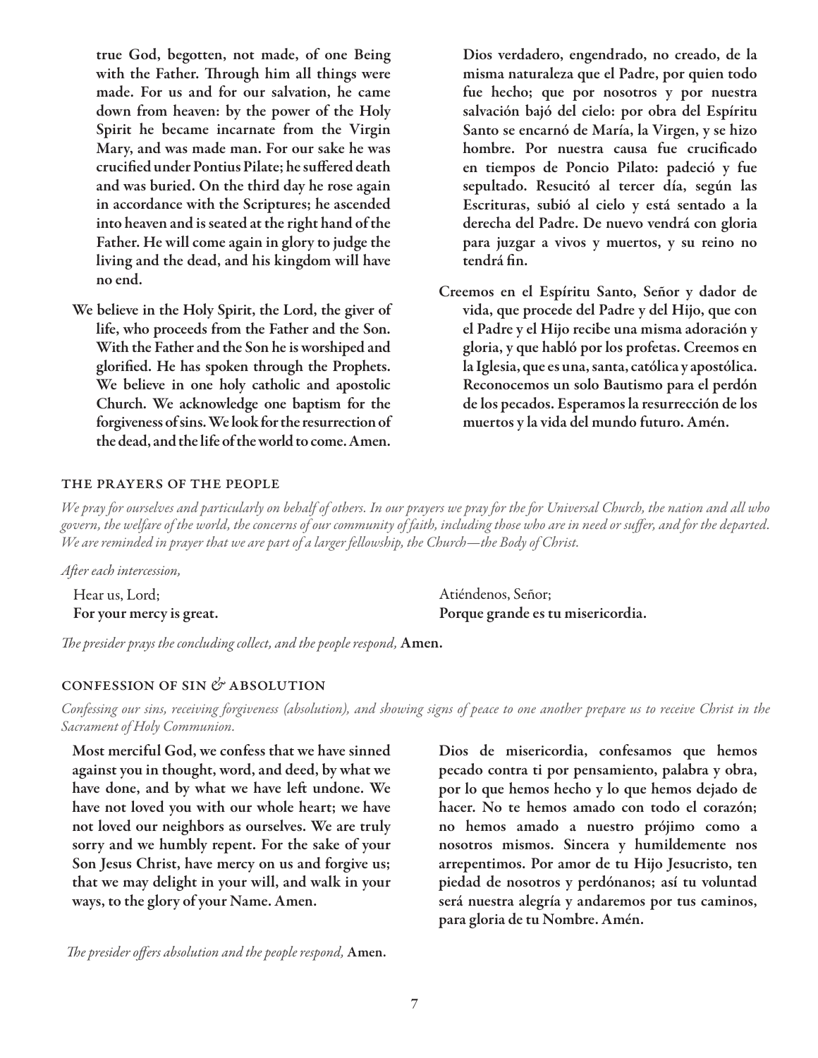**true God, begotten, not made, of one Being with the Father. Through him all things were made. For us and for our salvation, he came down from heaven: by the power of the Holy Spirit he became incarnate from the Virgin Mary, and was made man. For our sake he was crucified under Pontius Pilate; he suffered death and was buried. On the third day he rose again in accordance with the Scriptures; he ascended into heaven and is seated at the right hand of the Father. He will come again in glory to judge the living and the dead, and his kingdom will have no end.**

**We believe in the Holy Spirit, the Lord, the giver of life, who proceeds from the Father and the Son. With the Father and the Son he is worshiped and glorified. He has spoken through the Prophets. We believe in one holy catholic and apostolic Church. We acknowledge one baptism for the forgiveness of sins. We look for the resurrection of the dead, and the life of the world to come. Amen.**

**Dios verdadero, engendrado, no creado, de la misma naturaleza que el Padre, por quien todo fue hecho; que por nosotros y por nuestra salvación bajó del cielo: por obra del Espíritu Santo se encarnó de María, la Virgen, y se hizo hombre. Por nuestra causa fue crucificado en tiempos de Poncio Pilato: padeció y fue sepultado. Resucitó al tercer día, según las Escrituras, subió al cielo y está sentado a la derecha del Padre. De nuevo vendrá con gloria para juzgar a vivos y muertos, y su reino no tendrá fin.**

**Creemos en el Espíritu Santo, Señor y dador de vida, que procede del Padre y del Hijo, que con el Padre y el Hijo recibe una misma adoración y gloria, y que habló por los profetas. Creemos en la Iglesia, que es una, santa, católica y apostólica. Reconocemos un solo Bautismo para el perdón de los pecados. Esperamos la resurrección de los muertos y la vida del mundo futuro. Amén.**

## THE PRAYERS OF THE PEOPLE

*We pray for ourselves and particularly on behalf of others. In our prayers we pray for the for Universal Church, the nation and all who govern, the welfare of the world, the concerns of our community of faith, including those who are in need or suffer, and for the departed. We are reminded in prayer that we are part of a larger fellowship, the Church—the Body of Christ.*

*After each intercession,*

Hear us, Lord;
**For your mercy is great.**

Atiéndenos, Señor;
**Porque grande es tu misericordia.**

*The presider prays the concluding collect, and the people respond,* **Amen.**

## CONFESSION OF SIN & ABSOLUTION

*Confessing our sins, receiving forgiveness (absolution), and showing signs of peace to one another prepare us to receive Christ in the Sacrament of Holy Communion.*

**Most merciful God, we confess that we have sinned against you in thought, word, and deed, by what we have done, and by what we have left undone. We have not loved you with our whole heart; we have not loved our neighbors as ourselves. We are truly sorry and we humbly repent. For the sake of your Son Jesus Christ, have mercy on us and forgive us; that we may delight in your will, and walk in your ways, to the glory of your Name. Amen.**

**Dios de misericordia, confesamos que hemos pecado contra ti por pensamiento, palabra y obra, por lo que hemos hecho y lo que hemos dejado de hacer. No te hemos amado con todo el corazón; no hemos amado a nuestro prójimo como a nosotros mismos. Sincera y humildemente nos arrepentimos. Por amor de tu Hijo Jesucristo, ten piedad de nosotros y perdónanos; así tu voluntad será nuestra alegría y andaremos por tus caminos, para gloria de tu Nombre. Amén.**

*The presider offers absolution and the people respond,* **Amen.**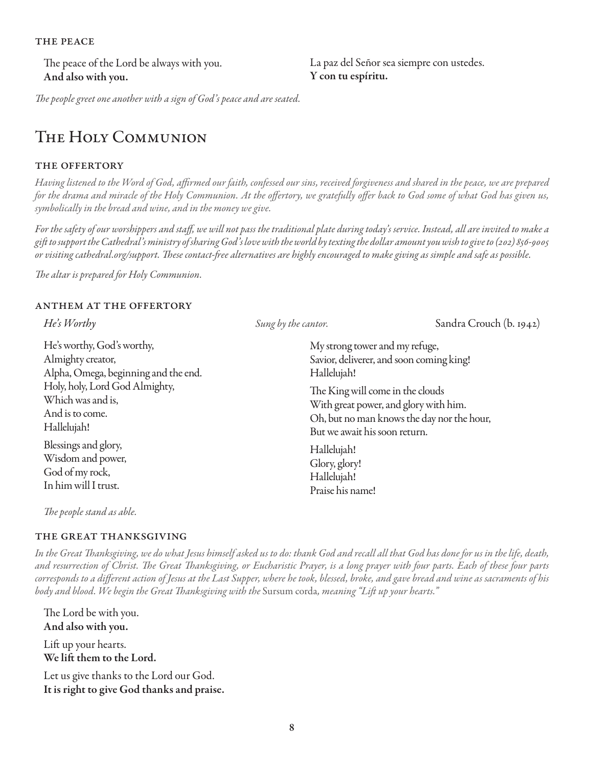### THE PEACE

The peace of the Lord be always with you.
**And also with you.**

La paz del Señor sea siempre con ustedes.
**Y con tu espíritu.**

*The people greet one another with a sign of God's peace and are seated.*

# The Holy Communion

### THE OFFERTORY

*Having listened to the Word of God, affirmed our faith, confessed our sins, received forgiveness and shared in the peace, we are prepared for the drama and miracle of the Holy Communion. At the offertory, we gratefully offer back to God some of what God has given us, symbolically in the bread and wine, and in the money we give.*

*For the safety of our worshippers and staff, we will not pass the traditional plate during today's service. Instead, all are invited to make a gift to support the Cathedral's ministry of sharing God's love with the world by texting the dollar amount you wish to give to (202) 856-9005 or visiting cathedral.org/support. These contact-free alternatives are highly encouraged to make giving as simple and safe as possible.*

*The altar is prepared for Holy Communion.*

### ANTHEM AT THE OFFERTORY

*He's Worthy* — *Sung by the cantor.* — Sandra Crouch (b. 1942)

He's worthy, God's worthy,
Almighty creator,
Alpha, Omega, beginning and the end.
Holy, holy, Lord God Almighty,
Which was and is,
And is to come.
Hallelujah!

Blessings and glory,
Wisdom and power,
God of my rock,
In him will I trust.

My strong tower and my refuge,
Savior, deliverer, and soon coming king!
Hallelujah!

The King will come in the clouds
With great power, and glory with him.
Oh, but no man knows the day nor the hour,
But we await his soon return.

Hallelujah!
Glory, glory!
Hallelujah!
Praise his name!

*The people stand as able.*

### THE GREAT THANKSGIVING

*In the Great Thanksgiving, we do what Jesus himself asked us to do: thank God and recall all that God has done for us in the life, death, and resurrection of Christ. The Great Thanksgiving, or Eucharistic Prayer, is a long prayer with four parts. Each of these four parts corresponds to a different action of Jesus at the Last Supper, where he took, blessed, broke, and gave bread and wine as sacraments of his body and blood. We begin the Great Thanksgiving with the* Sursum corda*, meaning "Lift up your hearts."*

The Lord be with you.
**And also with you.**

Lift up your hearts.
**We lift them to the Lord.**

Let us give thanks to the Lord our God.
**It is right to give God thanks and praise.**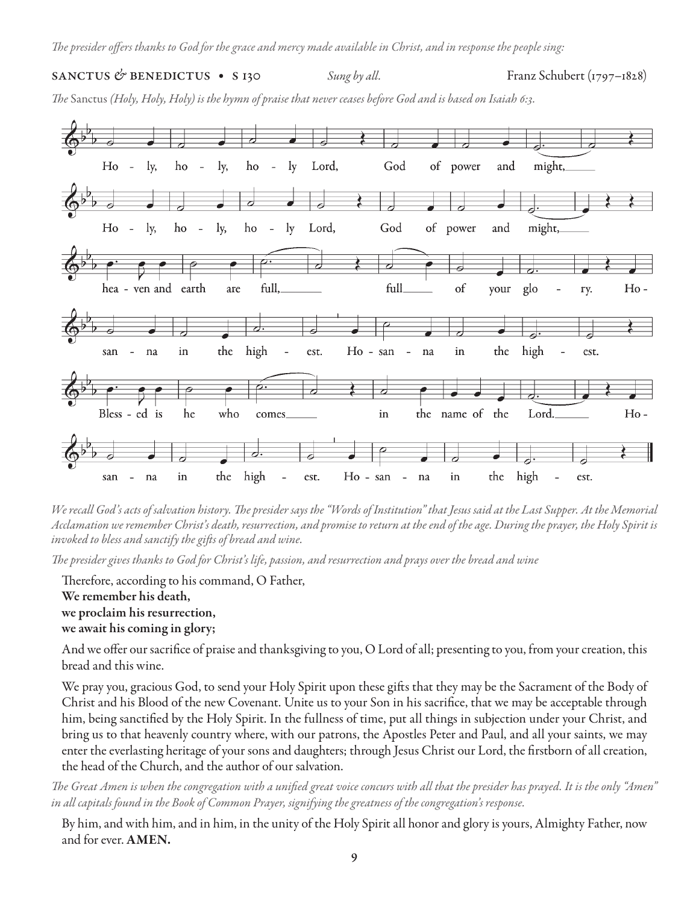*The presider offers thanks to God for the grace and mercy made available in Christ, and in response the people sing:*

**SANCTUS & BENEDICTUS • S 130** *Sung by all.* Franz Schubert (1797–1828)

*The* Sanctus *(Holy, Holy, Holy) is the hymn of praise that never ceases before God and is based on Isaiah 6:3.*

Ho - ly, ho - ly, ho - ly Lord, God of power and might,
Ho - ly, ho - ly, ho - ly Lord, God of power and might,
hea - ven and earth are full, full of your glo - ry. Ho - san - na in the high - est. Ho - san - na in the high - est.
Bless - ed is he who comes in the name of the Lord. Ho - san - na in the high - est. Ho - san - na in the high - est.

*We recall God's acts of salvation history. The presider says the "Words of Institution" that Jesus said at the Last Supper. At the Memorial Acclamation we remember Christ's death, resurrection, and promise to return at the end of the age. During the prayer, the Holy Spirit is invoked to bless and sanctify the gifts of bread and wine.*

*The presider gives thanks to God for Christ's life, passion, and resurrection and prays over the bread and wine*

Therefore, according to his command, O Father,
**We remember his death,**
**we proclaim his resurrection,**
**we await his coming in glory;**

And we offer our sacrifice of praise and thanksgiving to you, O Lord of all; presenting to you, from your creation, this bread and this wine.

We pray you, gracious God, to send your Holy Spirit upon these gifts that they may be the Sacrament of the Body of Christ and his Blood of the new Covenant. Unite us to your Son in his sacrifice, that we may be acceptable through him, being sanctified by the Holy Spirit. In the fullness of time, put all things in subjection under your Christ, and bring us to that heavenly country where, with our patrons, the Apostles Peter and Paul, and all your saints, we may enter the everlasting heritage of your sons and daughters; through Jesus Christ our Lord, the firstborn of all creation, the head of the Church, and the author of our salvation.

*The Great Amen is when the congregation with a unified great voice concurs with all that the presider has prayed. It is the only "Amen" in all capitals found in the Book of Common Prayer, signifying the greatness of the congregation's response.*

By him, and with him, and in him, in the unity of the Holy Spirit all honor and glory is yours, Almighty Father, now and for ever. **AMEN.**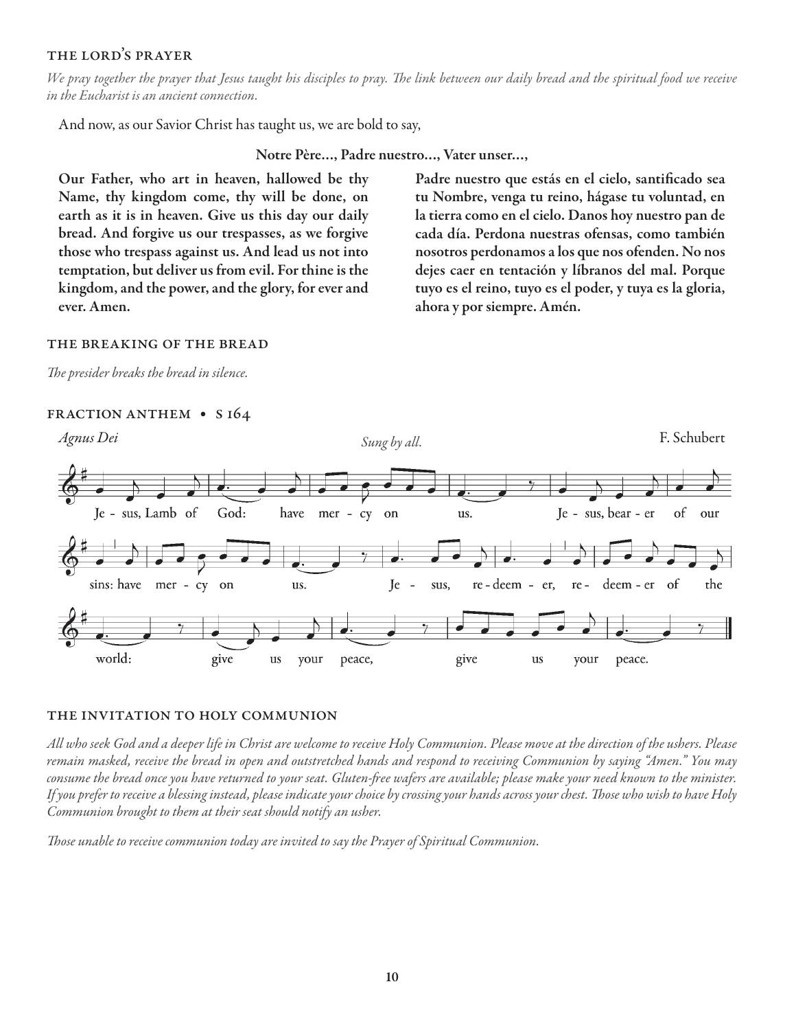## THE LORD'S PRAYER

*We pray together the prayer that Jesus taught his disciples to pray. The link between our daily bread and the spiritual food we receive in the Eucharist is an ancient connection.*

And now, as our Savior Christ has taught us, we are bold to say,

**Notre Père..., Padre nuestro..., Vater unser...,**

**Our Father, who art in heaven, hallowed be thy Name, thy kingdom come, thy will be done, on earth as it is in heaven. Give us this day our daily bread. And forgive us our trespasses, as we forgive those who trespass against us. And lead us not into temptation, but deliver us from evil. For thine is the kingdom, and the power, and the glory, for ever and ever. Amen.**

**Padre nuestro que estás en el cielo, santificado sea tu Nombre, venga tu reino, hágase tu voluntad, en la tierra como en el cielo. Danos hoy nuestro pan de cada día. Perdona nuestras ofensas, como también nosotros perdonamos a los que nos ofenden. No nos dejes caer en tentación y líbranos del mal. Porque tuyo es el reino, tuyo es el poder, y tuya es la gloria, ahora y por siempre. Amén.**

## THE BREAKING OF THE BREAD

*The presider breaks the bread in silence.*

## FRACTION ANTHEM • S 164

*Agnus Dei* — *Sung by all.* — F. Schubert

Jesus, Lamb of God: have mercy on us. Jesus, bearer of our sins: have mercy on us. Jesus, redeemer, redeemer of the world: give us your peace, give us your peace.

## THE INVITATION TO HOLY COMMUNION

*All who seek God and a deeper life in Christ are welcome to receive Holy Communion. Please move at the direction of the ushers. Please remain masked, receive the bread in open and outstretched hands and respond to receiving Communion by saying "Amen." You may consume the bread once you have returned to your seat. Gluten-free wafers are available; please make your need known to the minister. If you prefer to receive a blessing instead, please indicate your choice by crossing your hands across your chest. Those who wish to have Holy Communion brought to them at their seat should notify an usher.*

*Those unable to receive communion today are invited to say the Prayer of Spiritual Communion.*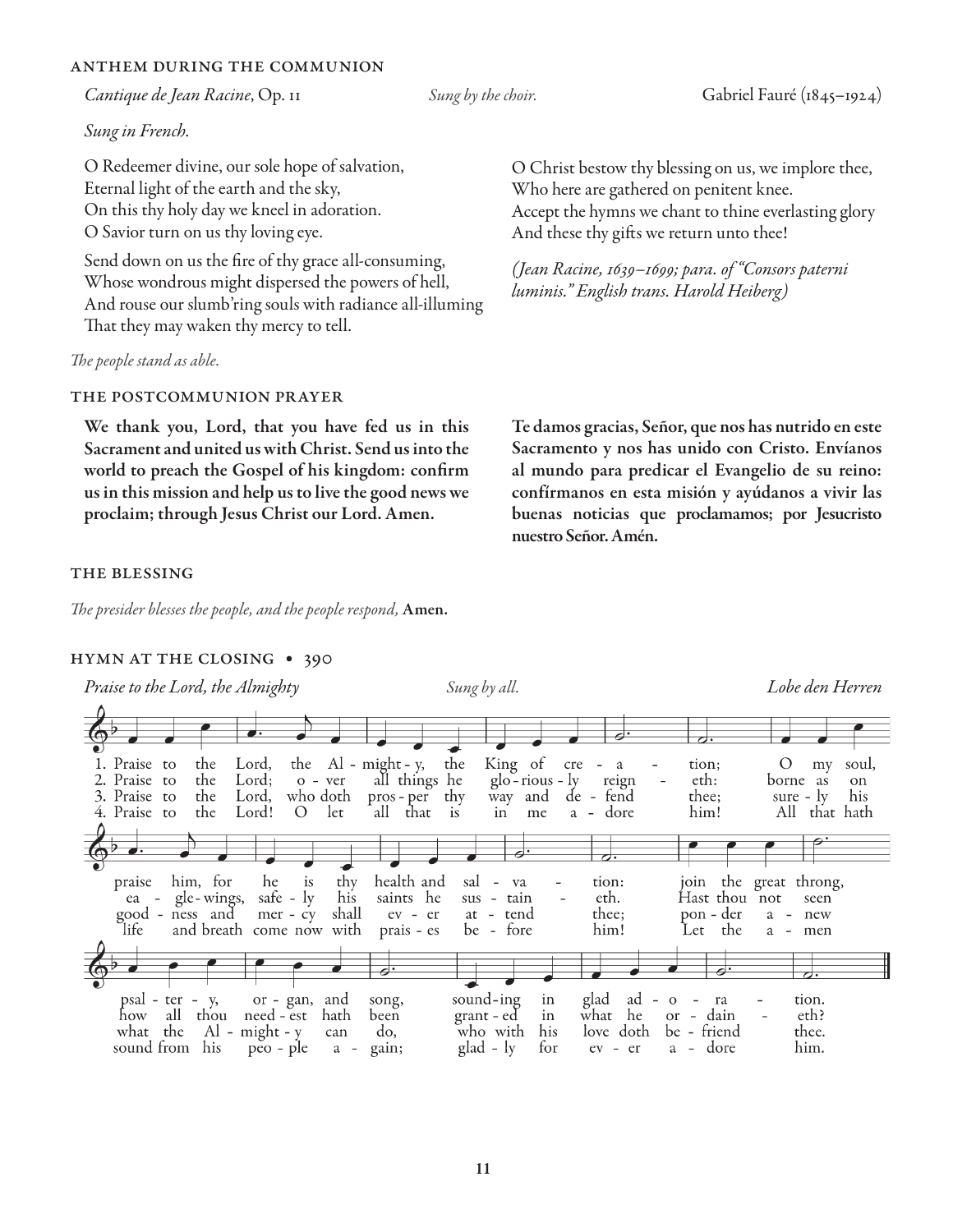### ANTHEM DURING THE COMMUNION

*Cantique de Jean Racine*, Op. 11 — *Sung by the choir.* — Gabriel Fauré (1845–1924)

*Sung in French.*

O Redeemer divine, our sole hope of salvation,
Eternal light of the earth and the sky,
On this thy holy day we kneel in adoration.
O Savior turn on us thy loving eye.

Send down on us the fire of thy grace all-consuming,
Whose wondrous might dispersed the powers of hell,
And rouse our slumb'ring souls with radiance all-illuming
That they may waken thy mercy to tell.

O Christ bestow thy blessing on us, we implore thee,
Who here are gathered on penitent knee.
Accept the hymns we chant to thine everlasting glory
And these thy gifts we return unto thee!

*(Jean Racine, 1639–1699; para. of "Consors paterni luminis." English trans. Harold Heiberg)*

*The people stand as able.*

### THE POSTCOMMUNION PRAYER

**We thank you, Lord, that you have fed us in this Sacrament and united us with Christ. Send us into the world to preach the Gospel of his kingdom: confirm us in this mission and help us to live the good news we proclaim; through Jesus Christ our Lord. Amen.**

**Te damos gracias, Señor, que nos has nutrido en este Sacramento y nos has unido con Cristo. Envíanos al mundo para predicar el Evangelio de su reino: confírmanos en esta misión y ayúdanos a vivir las buenas noticias que proclamamos; por Jesucristo nuestro Señor. Amén.**

### THE BLESSING

*The presider blesses the people, and the people respond,* **Amen.**

### HYMN AT THE CLOSING • 390

*Praise to the Lord, the Almighty* — *Sung by all.* — *Lobe den Herren*

1. Praise to the Lord, the Almighty, the King of creation;
O my soul, praise him, for he is thy health and salvation:
join the great throng, psaltery, organ, and song,
sounding in glad adoration.

2. Praise to the Lord; over all things he gloriously reigneth:
borne as on eagle-wings, safely his saints he sustaineth.
Hast thou not seen how all thou needest hath been
granted in what he ordaineth?

3. Praise to the Lord, who doth prosper thy way and defend thee;
surely his goodness and mercy shall ever attend thee;
ponder anew what the Almighty can do,
who with his love doth befriend thee.

4. Praise to the Lord! O let all that is in me adore him!
All that hath life and breath come now with praises before him!
Let the amen sound from his people again;
gladly for ever adore him.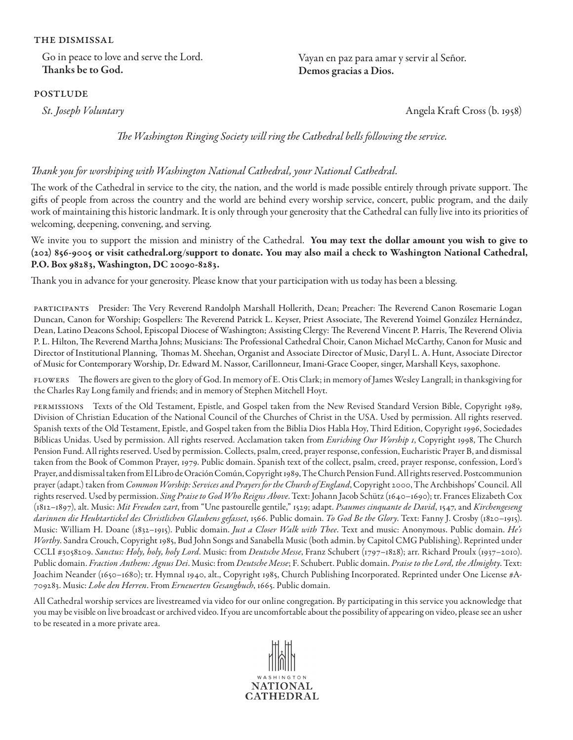## THE DISMISSAL

Go in peace to love and serve the Lord.
**Thanks be to God.**

Vayan en paz para amar y servir al Señor.
**Demos gracias a Dios.**

## POSTLUDE

*St. Joseph Voluntary* — Angela Kraft Cross (b. 1958)

*The Washington Ringing Society will ring the Cathedral bells following the service.*

*Thank you for worshiping with Washington National Cathedral, your National Cathedral.*

The work of the Cathedral in service to the city, the nation, and the world is made possible entirely through private support. The gifts of people from across the country and the world are behind every worship service, concert, public program, and the daily work of maintaining this historic landmark. It is only through your generosity that the Cathedral can fully live into its priorities of welcoming, deepening, convening, and serving.

We invite you to support the mission and ministry of the Cathedral. **You may text the dollar amount you wish to give to (202) 856-9005 or visit cathedral.org/support to donate. You may also mail a check to Washington National Cathedral, P.O. Box 98283, Washington, DC 20090-8283.**

Thank you in advance for your generosity. Please know that your participation with us today has been a blessing.

PARTICIPANTS Presider: The Very Reverend Randolph Marshall Hollerith, Dean; Preacher: The Reverend Canon Rosemarie Logan Duncan, Canon for Worship; Gospellers: The Reverend Patrick L. Keyser, Priest Associate, The Reverend Yoimel González Hernández, Dean, Latino Deacons School, Episcopal Diocese of Washington; Assisting Clergy: The Reverend Vincent P. Harris, The Reverend Olivia P. L. Hilton, The Reverend Martha Johns; Musicians: The Professional Cathedral Choir, Canon Michael McCarthy, Canon for Music and Director of Institutional Planning, Thomas M. Sheehan, Organist and Associate Director of Music, Daryl L. A. Hunt, Associate Director of Music for Contemporary Worship, Dr. Edward M. Nassor, Carillonneur, Imani-Grace Cooper, singer, Marshall Keys, saxophone.

FLOWERS The flowers are given to the glory of God. In memory of E. Otis Clark; in memory of James Wesley Langrall; in thanksgiving for the Charles Ray Long family and friends; and in memory of Stephen Mitchell Hoyt.

PERMISSIONS Texts of the Old Testament, Epistle, and Gospel taken from the New Revised Standard Version Bible, Copyright 1989, Division of Christian Education of the National Council of the Churches of Christ in the USA. Used by permission. All rights reserved. Spanish texts of the Old Testament, Epistle, and Gospel taken from the Biblia Dios Habla Hoy, Third Edition, Copyright 1996, Sociedades Bíblicas Unidas. Used by permission. All rights reserved. Acclamation taken from *Enriching Our Worship 1*, Copyright 1998, The Church Pension Fund. All rights reserved. Used by permission. Collects, psalm, creed, prayer response, confession, Eucharistic Prayer B, and dismissal taken from the Book of Common Prayer, 1979. Public domain. Spanish text of the collect, psalm, creed, prayer response, confession, Lord's Prayer, and dismissal taken from El Libro de Oración Común, Copyright 1989, The Church Pension Fund. All rights reserved. Postcommunion prayer (adapt.) taken from *Common Worship: Services and Prayers for the Church of England*, Copyright 2000, The Archbishops' Council. All rights reserved. Used by permission. *Sing Praise to God Who Reigns Above*. Text: Johann Jacob Schütz (1640–1690); tr. Frances Elizabeth Cox (1812–1897), alt. Music: *Mit Freuden zart*, from "Une pastourelle gentile," 1529; adapt. *Psaumes cinquante de David*, 1547, and *Kirchengeseng darinnen die Heubtartickel des Christlichen Glaubens gefasset*, 1566. Public domain. *To God Be the Glory*. Text: Fanny J. Crosby (1820–1915). Music: William H. Doane (1832–1915). Public domain. *Just a Closer Walk with Thee*. Text and music: Anonymous. Public domain. *He's Worthy*. Sandra Crouch, Copyright 1985, Bud John Songs and Sanabella Music (both admin. by Capitol CMG Publishing). Reprinted under CCLI #3058209. *Sanctus: Holy, holy, holy Lord*. Music: from *Deutsche Messe*, Franz Schubert (1797–1828); arr. Richard Proulx (1937–2010). Public domain. *Fraction Anthem: Agnus Dei*. Music: from *Deutsche Messe*; F. Schubert. Public domain. *Praise to the Lord, the Almighty*. Text: Joachim Neander (1650–1680); tr. Hymnal 1940, alt., Copyright 1985, Church Publishing Incorporated. Reprinted under One License #A-709283. Music: *Lobe den Herren*. From *Erneuerten Gesangbuch*, 1665. Public domain.

All Cathedral worship services are livestreamed via video for our online congregation. By participating in this service you acknowledge that you may be visible on live broadcast or archived video. If you are uncomfortable about the possibility of appearing on video, please see an usher to be reseated in a more private area.

WASHINGTON
NATIONAL
CATHEDRAL